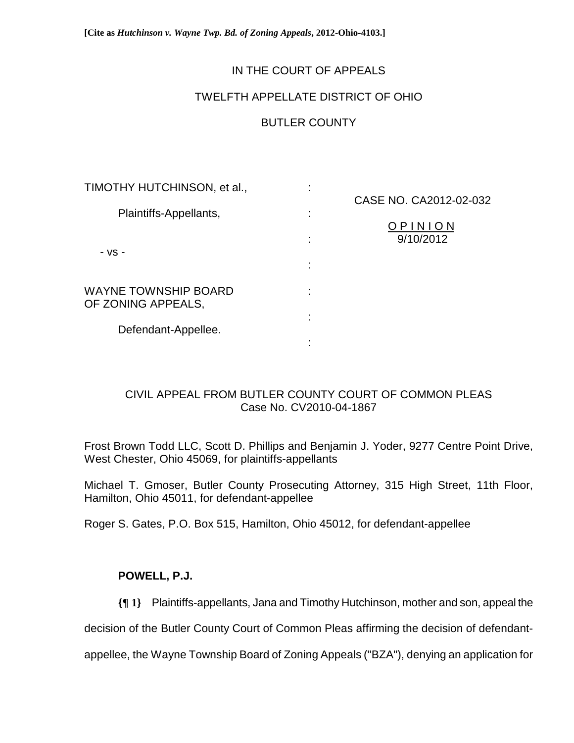**[Cite as *Hutchinson v. Wayne Twp. Bd. of Zoning Appeals*, 2012-Ohio-4103.]**

IN THE COURT OF APPEALS

TWELFTH APPELLATE DISTRICT OF OHIO

BUTLER COUNTY

| | | |
|---|---|---|
| TIMOTHY HUTCHINSON, et al., | : | |
| | | CASE NO. CA2012-02-032 |
| Plaintiffs-Appellants, | : | |
| | | OPINION |
| | : | 9/10/2012 |
| - vs - | | |
| | : | |
| WAYNE TOWNSHIP BOARD OF ZONING APPEALS, | : | |
| | : | |
| Defendant-Appellee. | | |
| | : | |

CIVIL APPEAL FROM BUTLER COUNTY COURT OF COMMON PLEAS
Case No. CV2010-04-1867

Frost Brown Todd LLC, Scott D. Phillips and Benjamin J. Yoder, 9277 Centre Point Drive, West Chester, Ohio 45069, for plaintiffs-appellants

Michael T. Gmoser, Butler County Prosecuting Attorney, 315 High Street, 11th Floor, Hamilton, Ohio 45011, for defendant-appellee

Roger S. Gates, P.O. Box 515, Hamilton, Ohio 45012, for defendant-appellee

**POWELL, P.J.**

**{¶ 1}** Plaintiffs-appellants, Jana and Timothy Hutchinson, mother and son, appeal the decision of the Butler County Court of Common Pleas affirming the decision of defendant-appellee, the Wayne Township Board of Zoning Appeals ("BZA"), denying an application for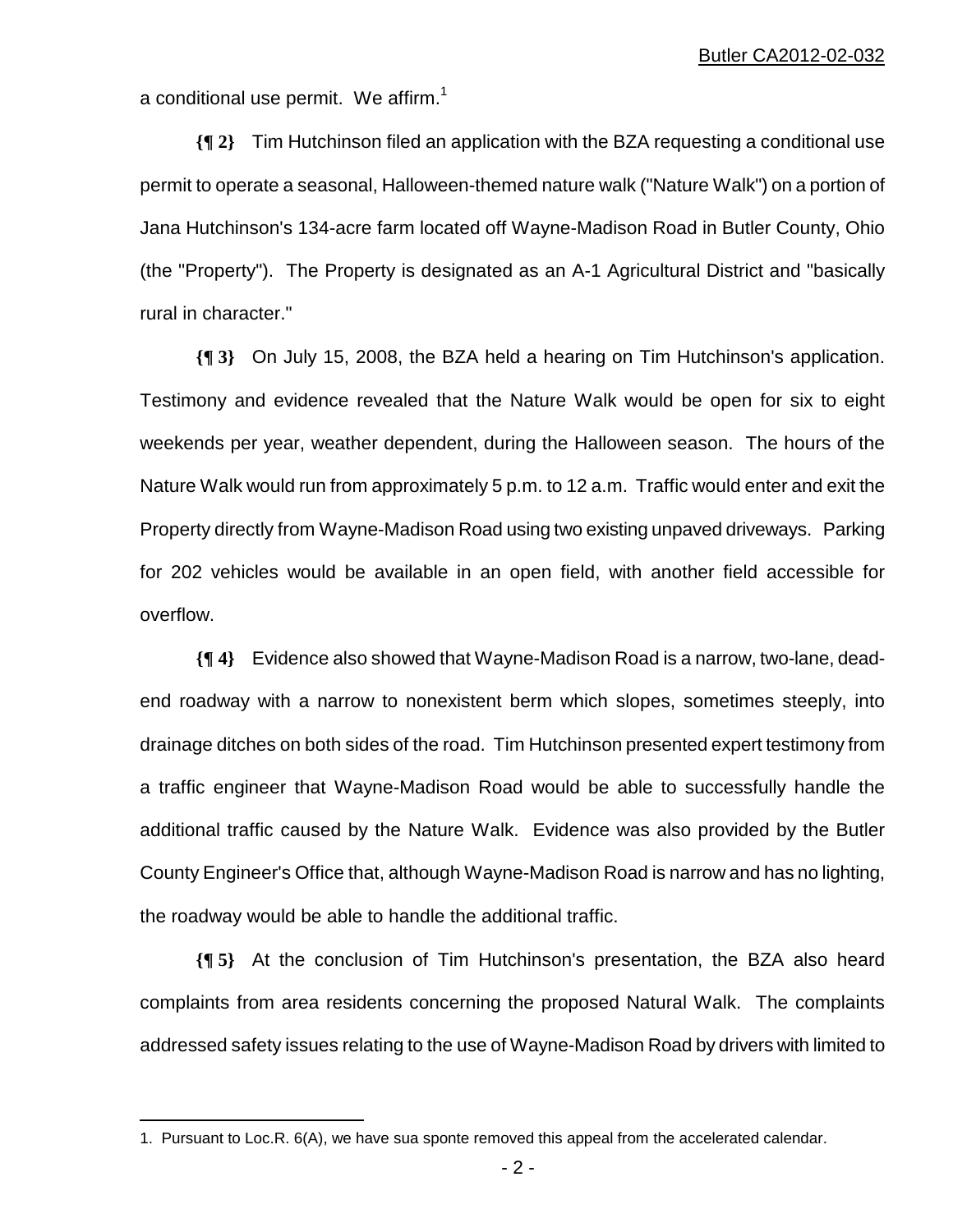a conditional use permit. We affirm.[1]

**{¶ 2}** Tim Hutchinson filed an application with the BZA requesting a conditional use permit to operate a seasonal, Halloween-themed nature walk ("Nature Walk") on a portion of Jana Hutchinson's 134-acre farm located off Wayne-Madison Road in Butler County, Ohio (the "Property"). The Property is designated as an A-1 Agricultural District and "basically rural in character."

**{¶ 3}** On July 15, 2008, the BZA held a hearing on Tim Hutchinson's application. Testimony and evidence revealed that the Nature Walk would be open for six to eight weekends per year, weather dependent, during the Halloween season. The hours of the Nature Walk would run from approximately 5 p.m. to 12 a.m. Traffic would enter and exit the Property directly from Wayne-Madison Road using two existing unpaved driveways. Parking for 202 vehicles would be available in an open field, with another field accessible for overflow.

**{¶ 4}** Evidence also showed that Wayne-Madison Road is a narrow, two-lane, dead-end roadway with a narrow to nonexistent berm which slopes, sometimes steeply, into drainage ditches on both sides of the road. Tim Hutchinson presented expert testimony from a traffic engineer that Wayne-Madison Road would be able to successfully handle the additional traffic caused by the Nature Walk. Evidence was also provided by the Butler County Engineer's Office that, although Wayne-Madison Road is narrow and has no lighting, the roadway would be able to handle the additional traffic.

**{¶ 5}** At the conclusion of Tim Hutchinson's presentation, the BZA also heard complaints from area residents concerning the proposed Natural Walk. The complaints addressed safety issues relating to the use of Wayne-Madison Road by drivers with limited to

---

1. Pursuant to Loc.R. 6(A), we have sua sponte removed this appeal from the accelerated calendar.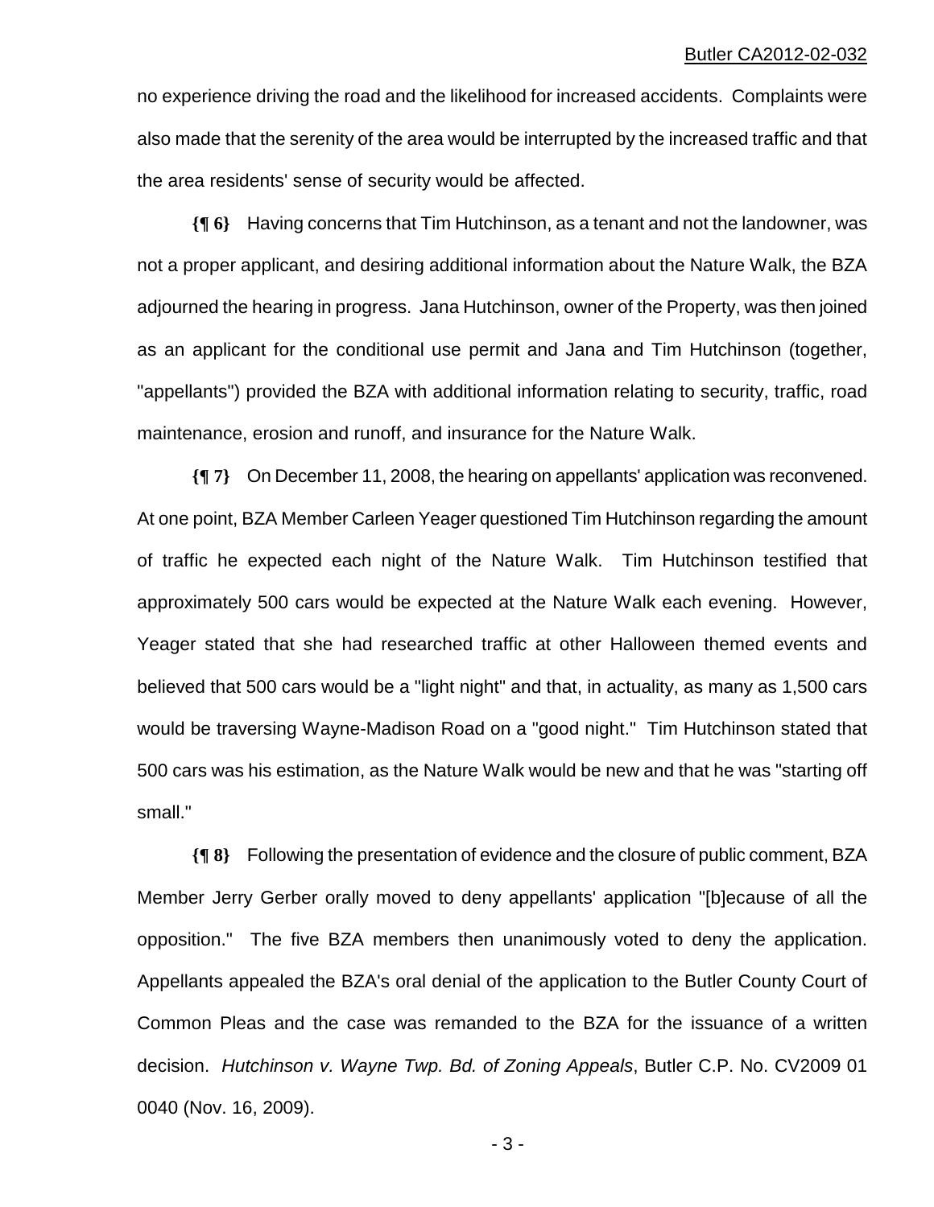no experience driving the road and the likelihood for increased accidents. Complaints were also made that the serenity of the area would be interrupted by the increased traffic and that the area residents' sense of security would be affected.

**{¶ 6}** Having concerns that Tim Hutchinson, as a tenant and not the landowner, was not a proper applicant, and desiring additional information about the Nature Walk, the BZA adjourned the hearing in progress. Jana Hutchinson, owner of the Property, was then joined as an applicant for the conditional use permit and Jana and Tim Hutchinson (together, "appellants") provided the BZA with additional information relating to security, traffic, road maintenance, erosion and runoff, and insurance for the Nature Walk.

**{¶ 7}** On December 11, 2008, the hearing on appellants' application was reconvened. At one point, BZA Member Carleen Yeager questioned Tim Hutchinson regarding the amount of traffic he expected each night of the Nature Walk. Tim Hutchinson testified that approximately 500 cars would be expected at the Nature Walk each evening. However, Yeager stated that she had researched traffic at other Halloween themed events and believed that 500 cars would be a "light night" and that, in actuality, as many as 1,500 cars would be traversing Wayne-Madison Road on a "good night." Tim Hutchinson stated that 500 cars was his estimation, as the Nature Walk would be new and that he was "starting off small."

**{¶ 8}** Following the presentation of evidence and the closure of public comment, BZA Member Jerry Gerber orally moved to deny appellants' application "[b]ecause of all the opposition." The five BZA members then unanimously voted to deny the application. Appellants appealed the BZA's oral denial of the application to the Butler County Court of Common Pleas and the case was remanded to the BZA for the issuance of a written decision. *Hutchinson v. Wayne Twp. Bd. of Zoning Appeals*, Butler C.P. No. CV2009 01 0040 (Nov. 16, 2009).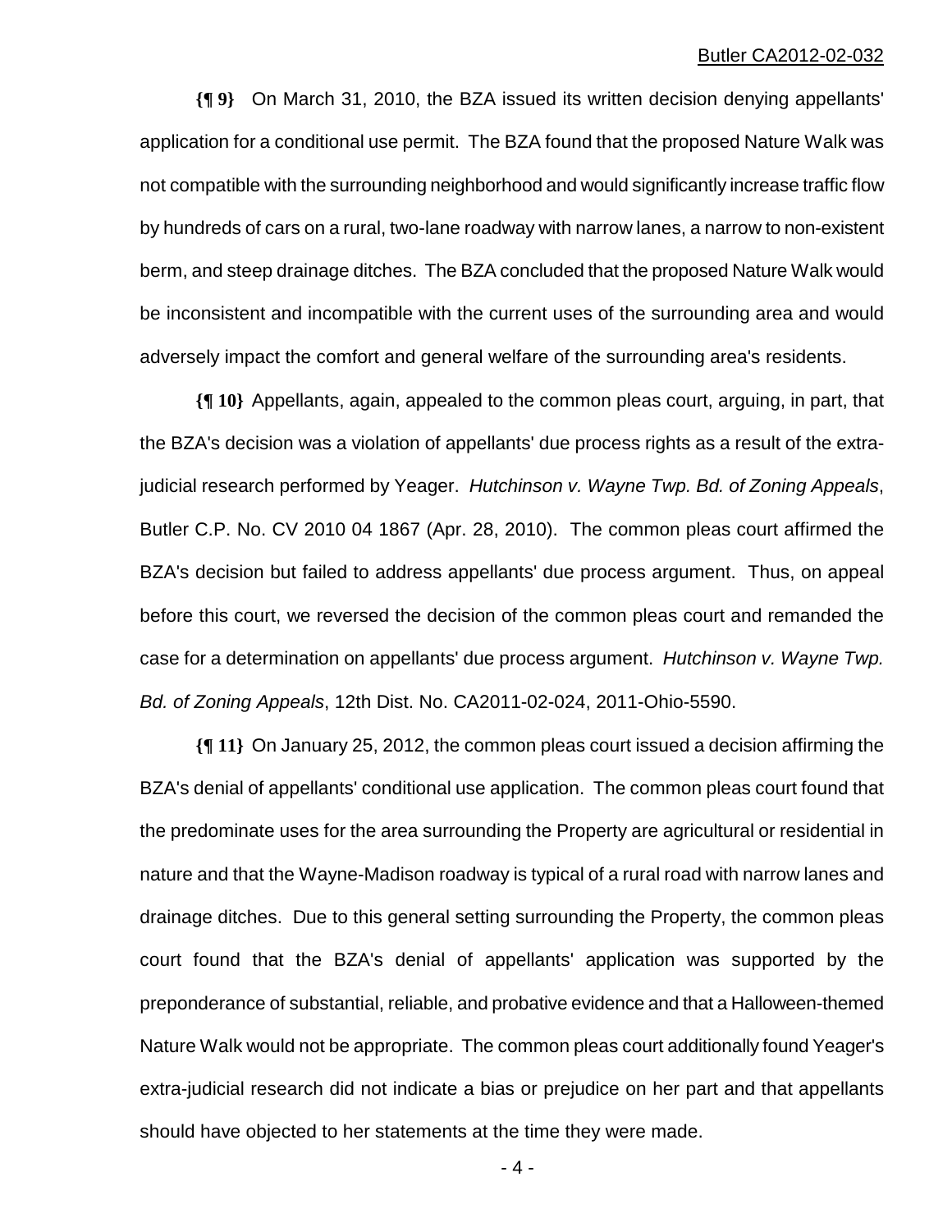**{¶ 9}** On March 31, 2010, the BZA issued its written decision denying appellants' application for a conditional use permit. The BZA found that the proposed Nature Walk was not compatible with the surrounding neighborhood and would significantly increase traffic flow by hundreds of cars on a rural, two-lane roadway with narrow lanes, a narrow to non-existent berm, and steep drainage ditches. The BZA concluded that the proposed Nature Walk would be inconsistent and incompatible with the current uses of the surrounding area and would adversely impact the comfort and general welfare of the surrounding area's residents.

**{¶ 10}** Appellants, again, appealed to the common pleas court, arguing, in part, that the BZA's decision was a violation of appellants' due process rights as a result of the extra-judicial research performed by Yeager. *Hutchinson v. Wayne Twp. Bd. of Zoning Appeals*, Butler C.P. No. CV 2010 04 1867 (Apr. 28, 2010). The common pleas court affirmed the BZA's decision but failed to address appellants' due process argument. Thus, on appeal before this court, we reversed the decision of the common pleas court and remanded the case for a determination on appellants' due process argument. *Hutchinson v. Wayne Twp. Bd. of Zoning Appeals*, 12th Dist. No. CA2011-02-024, 2011-Ohio-5590.

**{¶ 11}** On January 25, 2012, the common pleas court issued a decision affirming the BZA's denial of appellants' conditional use application. The common pleas court found that the predominate uses for the area surrounding the Property are agricultural or residential in nature and that the Wayne-Madison roadway is typical of a rural road with narrow lanes and drainage ditches. Due to this general setting surrounding the Property, the common pleas court found that the BZA's denial of appellants' application was supported by the preponderance of substantial, reliable, and probative evidence and that a Halloween-themed Nature Walk would not be appropriate. The common pleas court additionally found Yeager's extra-judicial research did not indicate a bias or prejudice on her part and that appellants should have objected to her statements at the time they were made.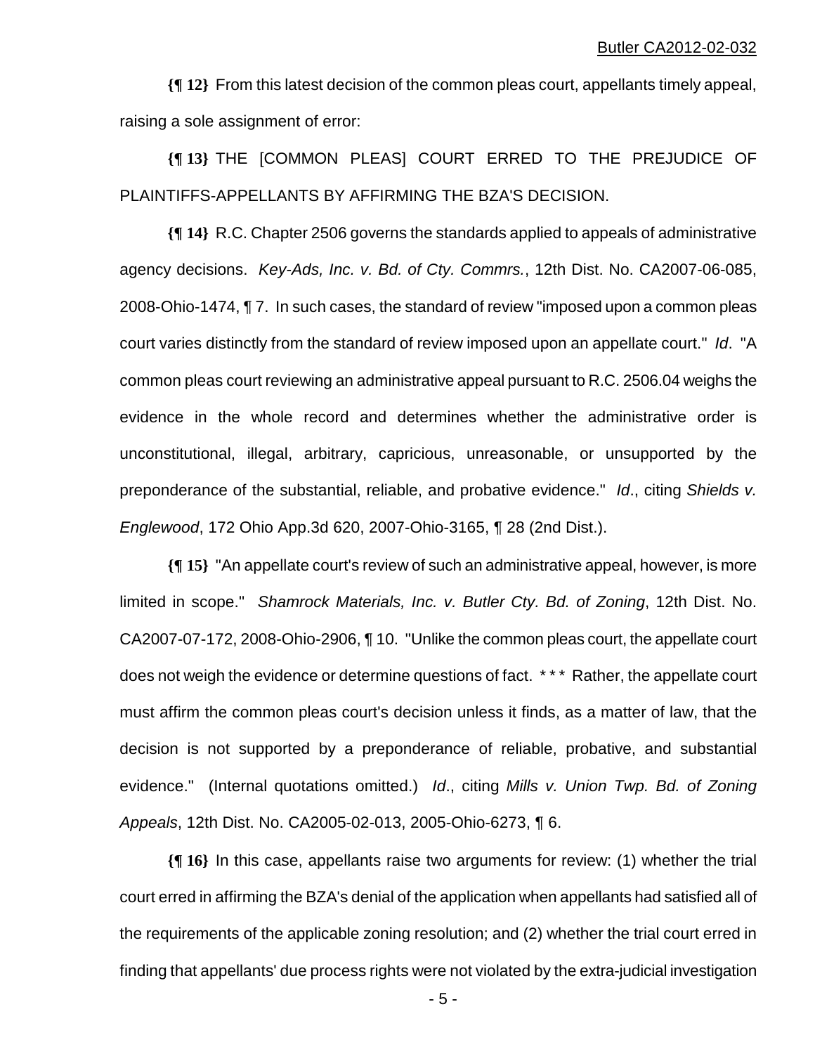**{¶ 12}** From this latest decision of the common pleas court, appellants timely appeal, raising a sole assignment of error:

**{¶ 13}** THE [COMMON PLEAS] COURT ERRED TO THE PREJUDICE OF PLAINTIFFS-APPELLANTS BY AFFIRMING THE BZA'S DECISION.

**{¶ 14}** R.C. Chapter 2506 governs the standards applied to appeals of administrative agency decisions. *Key-Ads, Inc. v. Bd. of Cty. Commrs.*, 12th Dist. No. CA2007-06-085, 2008-Ohio-1474, ¶ 7. In such cases, the standard of review "imposed upon a common pleas court varies distinctly from the standard of review imposed upon an appellate court." *Id*. "A common pleas court reviewing an administrative appeal pursuant to R.C. 2506.04 weighs the evidence in the whole record and determines whether the administrative order is unconstitutional, illegal, arbitrary, capricious, unreasonable, or unsupported by the preponderance of the substantial, reliable, and probative evidence." *Id*., citing *Shields v. Englewood*, 172 Ohio App.3d 620, 2007-Ohio-3165, ¶ 28 (2nd Dist.).

**{¶ 15}** "An appellate court's review of such an administrative appeal, however, is more limited in scope." *Shamrock Materials, Inc. v. Butler Cty. Bd. of Zoning*, 12th Dist. No. CA2007-07-172, 2008-Ohio-2906, ¶ 10. "Unlike the common pleas court, the appellate court does not weigh the evidence or determine questions of fact. * * * Rather, the appellate court must affirm the common pleas court's decision unless it finds, as a matter of law, that the decision is not supported by a preponderance of reliable, probative, and substantial evidence." (Internal quotations omitted.) *Id*., citing *Mills v. Union Twp. Bd. of Zoning Appeals*, 12th Dist. No. CA2005-02-013, 2005-Ohio-6273, ¶ 6.

**{¶ 16}** In this case, appellants raise two arguments for review: (1) whether the trial court erred in affirming the BZA's denial of the application when appellants had satisfied all of the requirements of the applicable zoning resolution; and (2) whether the trial court erred in finding that appellants' due process rights were not violated by the extra-judicial investigation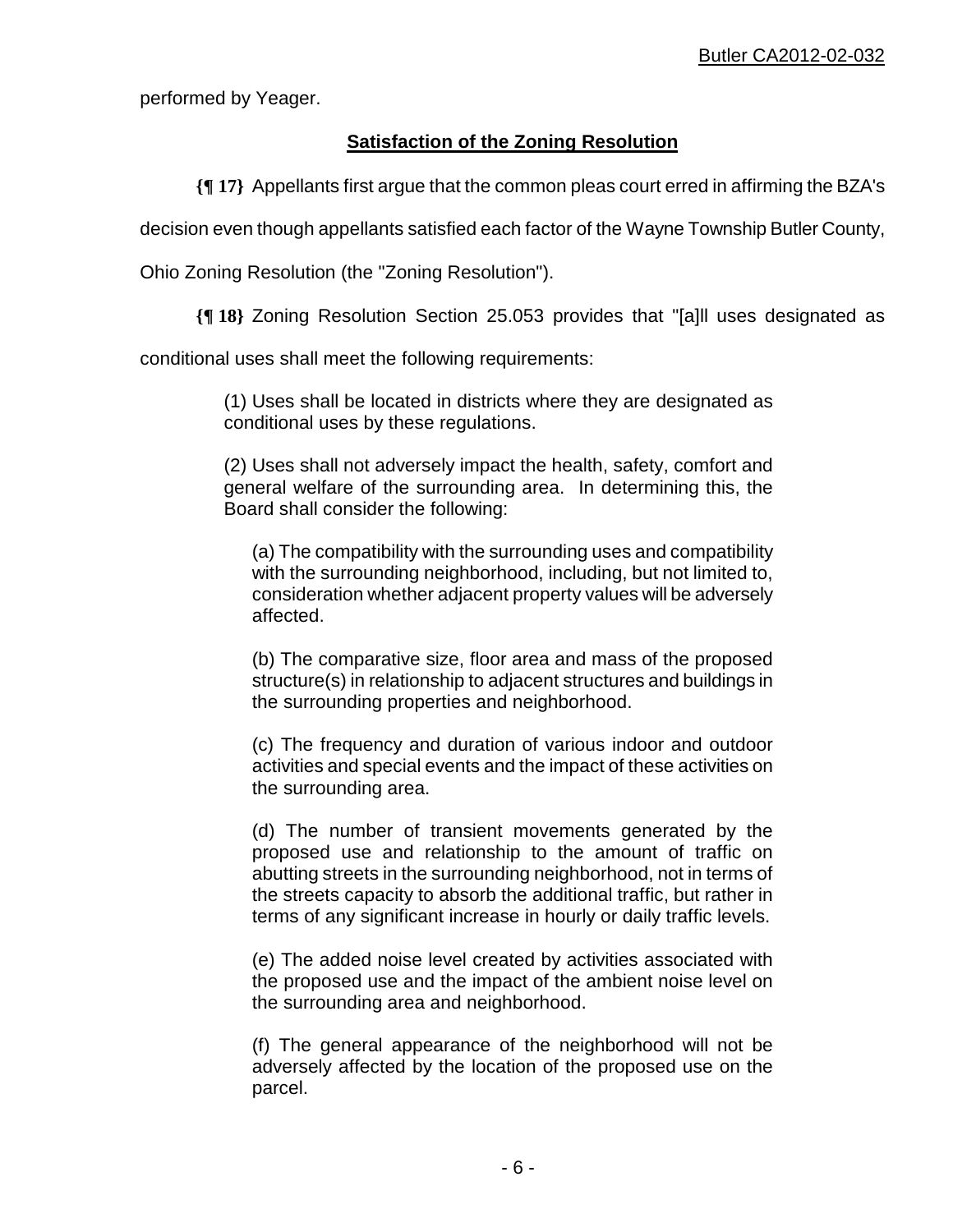performed by Yeager.

## Satisfaction of the Zoning Resolution

**{¶ 17}** Appellants first argue that the common pleas court erred in affirming the BZA's decision even though appellants satisfied each factor of the Wayne Township Butler County, Ohio Zoning Resolution (the "Zoning Resolution").

**{¶ 18}** Zoning Resolution Section 25.053 provides that "[a]ll uses designated as conditional uses shall meet the following requirements:

> (1) Uses shall be located in districts where they are designated as conditional uses by these regulations.
>
> (2) Uses shall not adversely impact the health, safety, comfort and general welfare of the surrounding area. In determining this, the Board shall consider the following:
>
> > (a) The compatibility with the surrounding uses and compatibility with the surrounding neighborhood, including, but not limited to, consideration whether adjacent property values will be adversely affected.
> >
> > (b) The comparative size, floor area and mass of the proposed structure(s) in relationship to adjacent structures and buildings in the surrounding properties and neighborhood.
> >
> > (c) The frequency and duration of various indoor and outdoor activities and special events and the impact of these activities on the surrounding area.
> >
> > (d) The number of transient movements generated by the proposed use and relationship to the amount of traffic on abutting streets in the surrounding neighborhood, not in terms of the streets capacity to absorb the additional traffic, but rather in terms of any significant increase in hourly or daily traffic levels.
> >
> > (e) The added noise level created by activities associated with the proposed use and the impact of the ambient noise level on the surrounding area and neighborhood.
> >
> > (f) The general appearance of the neighborhood will not be adversely affected by the location of the proposed use on the parcel.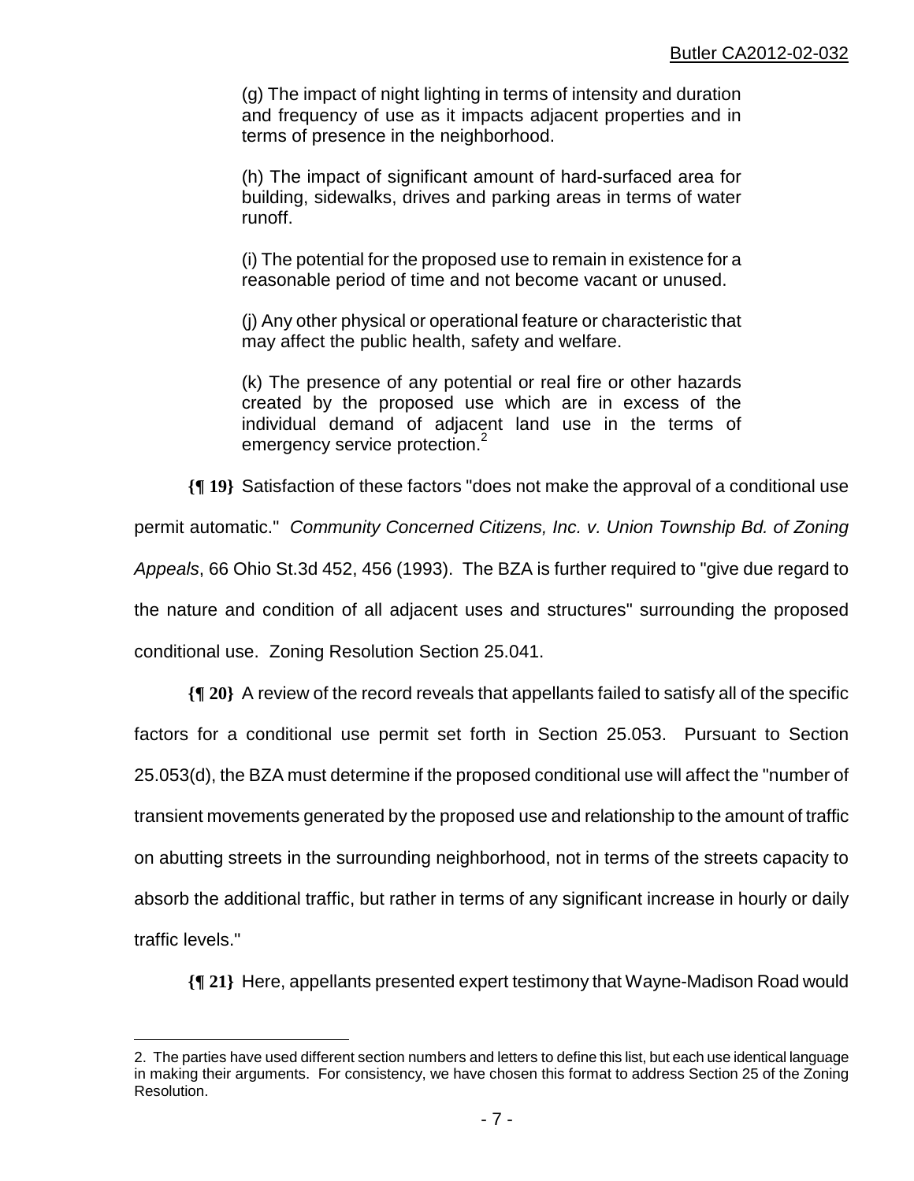(g) The impact of night lighting in terms of intensity and duration and frequency of use as it impacts adjacent properties and in terms of presence in the neighborhood.

(h) The impact of significant amount of hard-surfaced area for building, sidewalks, drives and parking areas in terms of water runoff.

(i) The potential for the proposed use to remain in existence for a reasonable period of time and not become vacant or unused.

(j) Any other physical or operational feature or characteristic that may affect the public health, safety and welfare.

(k) The presence of any potential or real fire or other hazards created by the proposed use which are in excess of the individual demand of adjacent land use in the terms of emergency service protection.[2]

**{¶ 19}** Satisfaction of these factors "does not make the approval of a conditional use permit automatic." *Community Concerned Citizens, Inc. v. Union Township Bd. of Zoning Appeals*, 66 Ohio St.3d 452, 456 (1993). The BZA is further required to "give due regard to the nature and condition of all adjacent uses and structures" surrounding the proposed conditional use. Zoning Resolution Section 25.041.

**{¶ 20}** A review of the record reveals that appellants failed to satisfy all of the specific factors for a conditional use permit set forth in Section 25.053. Pursuant to Section 25.053(d), the BZA must determine if the proposed conditional use will affect the "number of transient movements generated by the proposed use and relationship to the amount of traffic on abutting streets in the surrounding neighborhood, not in terms of the streets capacity to absorb the additional traffic, but rather in terms of any significant increase in hourly or daily traffic levels."

**{¶ 21}** Here, appellants presented expert testimony that Wayne-Madison Road would

---

2. The parties have used different section numbers and letters to define this list, but each use identical language in making their arguments. For consistency, we have chosen this format to address Section 25 of the Zoning Resolution.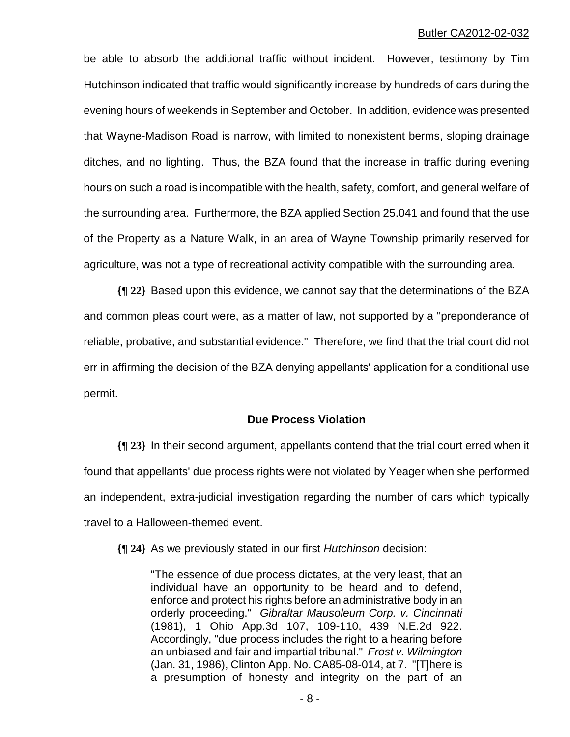be able to absorb the additional traffic without incident. However, testimony by Tim Hutchinson indicated that traffic would significantly increase by hundreds of cars during the evening hours of weekends in September and October. In addition, evidence was presented that Wayne-Madison Road is narrow, with limited to nonexistent berms, sloping drainage ditches, and no lighting. Thus, the BZA found that the increase in traffic during evening hours on such a road is incompatible with the health, safety, comfort, and general welfare of the surrounding area. Furthermore, the BZA applied Section 25.041 and found that the use of the Property as a Nature Walk, in an area of Wayne Township primarily reserved for agriculture, was not a type of recreational activity compatible with the surrounding area.

**{¶ 22}** Based upon this evidence, we cannot say that the determinations of the BZA and common pleas court were, as a matter of law, not supported by a "preponderance of reliable, probative, and substantial evidence." Therefore, we find that the trial court did not err in affirming the decision of the BZA denying appellants' application for a conditional use permit.

## Due Process Violation

**{¶ 23}** In their second argument, appellants contend that the trial court erred when it found that appellants' due process rights were not violated by Yeager when she performed an independent, extra-judicial investigation regarding the number of cars which typically travel to a Halloween-themed event.

**{¶ 24}** As we previously stated in our first *Hutchinson* decision:

> "The essence of due process dictates, at the very least, that an individual have an opportunity to be heard and to defend, enforce and protect his rights before an administrative body in an orderly proceeding." *Gibraltar Mausoleum Corp. v. Cincinnati* (1981), 1 Ohio App.3d 107, 109-110, 439 N.E.2d 922. Accordingly, "due process includes the right to a hearing before an unbiased and fair and impartial tribunal." *Frost v. Wilmington* (Jan. 31, 1986), Clinton App. No. CA85-08-014, at 7. "[T]here is a presumption of honesty and integrity on the part of an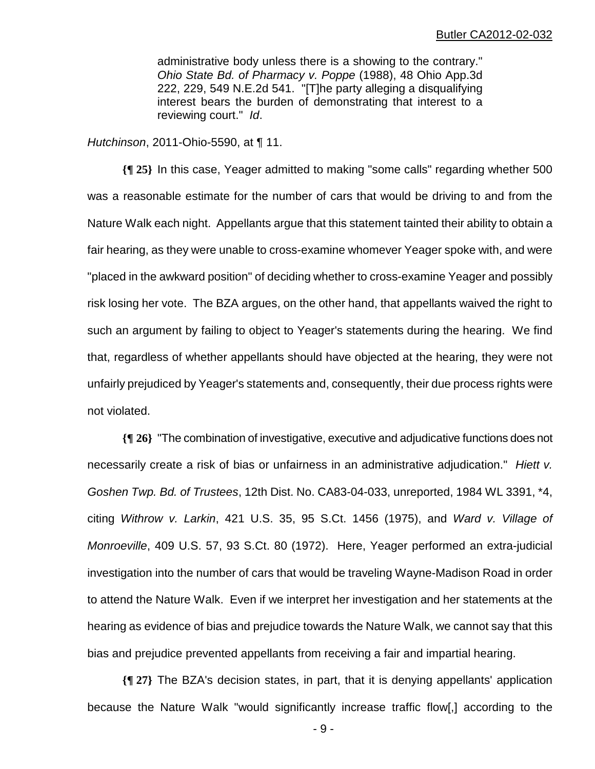> administrative body unless there is a showing to the contrary." *Ohio State Bd. of Pharmacy v. Poppe* (1988), 48 Ohio App.3d 222, 229, 549 N.E.2d 541. "[T]he party alleging a disqualifying interest bears the burden of demonstrating that interest to a reviewing court." *Id*.

*Hutchinson*, 2011-Ohio-5590, at ¶ 11.

**{¶ 25}** In this case, Yeager admitted to making "some calls" regarding whether 500 was a reasonable estimate for the number of cars that would be driving to and from the Nature Walk each night. Appellants argue that this statement tainted their ability to obtain a fair hearing, as they were unable to cross-examine whomever Yeager spoke with, and were "placed in the awkward position" of deciding whether to cross-examine Yeager and possibly risk losing her vote. The BZA argues, on the other hand, that appellants waived the right to such an argument by failing to object to Yeager's statements during the hearing. We find that, regardless of whether appellants should have objected at the hearing, they were not unfairly prejudiced by Yeager's statements and, consequently, their due process rights were not violated.

**{¶ 26}** "The combination of investigative, executive and adjudicative functions does not necessarily create a risk of bias or unfairness in an administrative adjudication." *Hiett v. Goshen Twp. Bd. of Trustees*, 12th Dist. No. CA83-04-033, unreported, 1984 WL 3391, *4, citing *Withrow v. Larkin*, 421 U.S. 35, 95 S.Ct. 1456 (1975), and *Ward v. Village of Monroeville*, 409 U.S. 57, 93 S.Ct. 80 (1972). Here, Yeager performed an extra-judicial investigation into the number of cars that would be traveling Wayne-Madison Road in order to attend the Nature Walk. Even if we interpret her investigation and her statements at the hearing as evidence of bias and prejudice towards the Nature Walk, we cannot say that this bias and prejudice prevented appellants from receiving a fair and impartial hearing.

**{¶ 27}** The BZA's decision states, in part, that it is denying appellants' application because the Nature Walk "would significantly increase traffic flow[,] according to the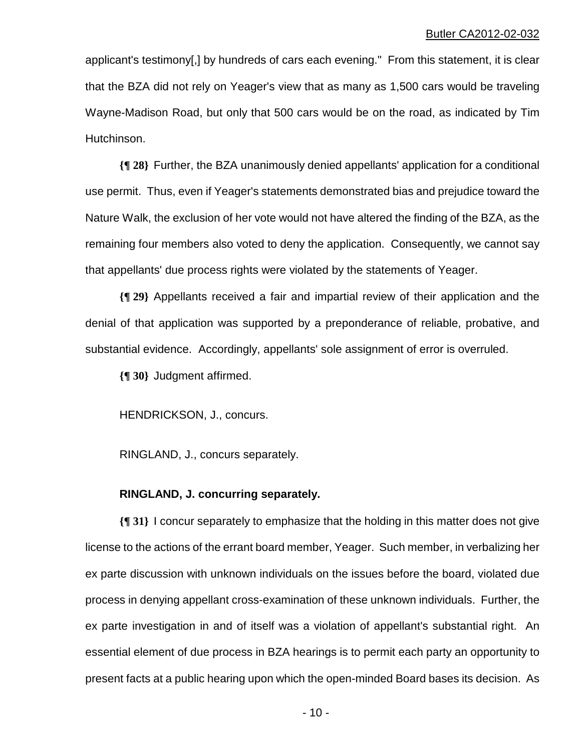applicant's testimony[,] by hundreds of cars each evening." From this statement, it is clear that the BZA did not rely on Yeager's view that as many as 1,500 cars would be traveling Wayne-Madison Road, but only that 500 cars would be on the road, as indicated by Tim Hutchinson.

**{¶ 28}** Further, the BZA unanimously denied appellants' application for a conditional use permit. Thus, even if Yeager's statements demonstrated bias and prejudice toward the Nature Walk, the exclusion of her vote would not have altered the finding of the BZA, as the remaining four members also voted to deny the application. Consequently, we cannot say that appellants' due process rights were violated by the statements of Yeager.

**{¶ 29}** Appellants received a fair and impartial review of their application and the denial of that application was supported by a preponderance of reliable, probative, and substantial evidence. Accordingly, appellants' sole assignment of error is overruled.

**{¶ 30}** Judgment affirmed.

HENDRICKSON, J., concurs.

RINGLAND, J., concurs separately.

**RINGLAND, J. concurring separately.**

**{¶ 31}** I concur separately to emphasize that the holding in this matter does not give license to the actions of the errant board member, Yeager. Such member, in verbalizing her ex parte discussion with unknown individuals on the issues before the board, violated due process in denying appellant cross-examination of these unknown individuals. Further, the ex parte investigation in and of itself was a violation of appellant's substantial right. An essential element of due process in BZA hearings is to permit each party an opportunity to present facts at a public hearing upon which the open-minded Board bases its decision. As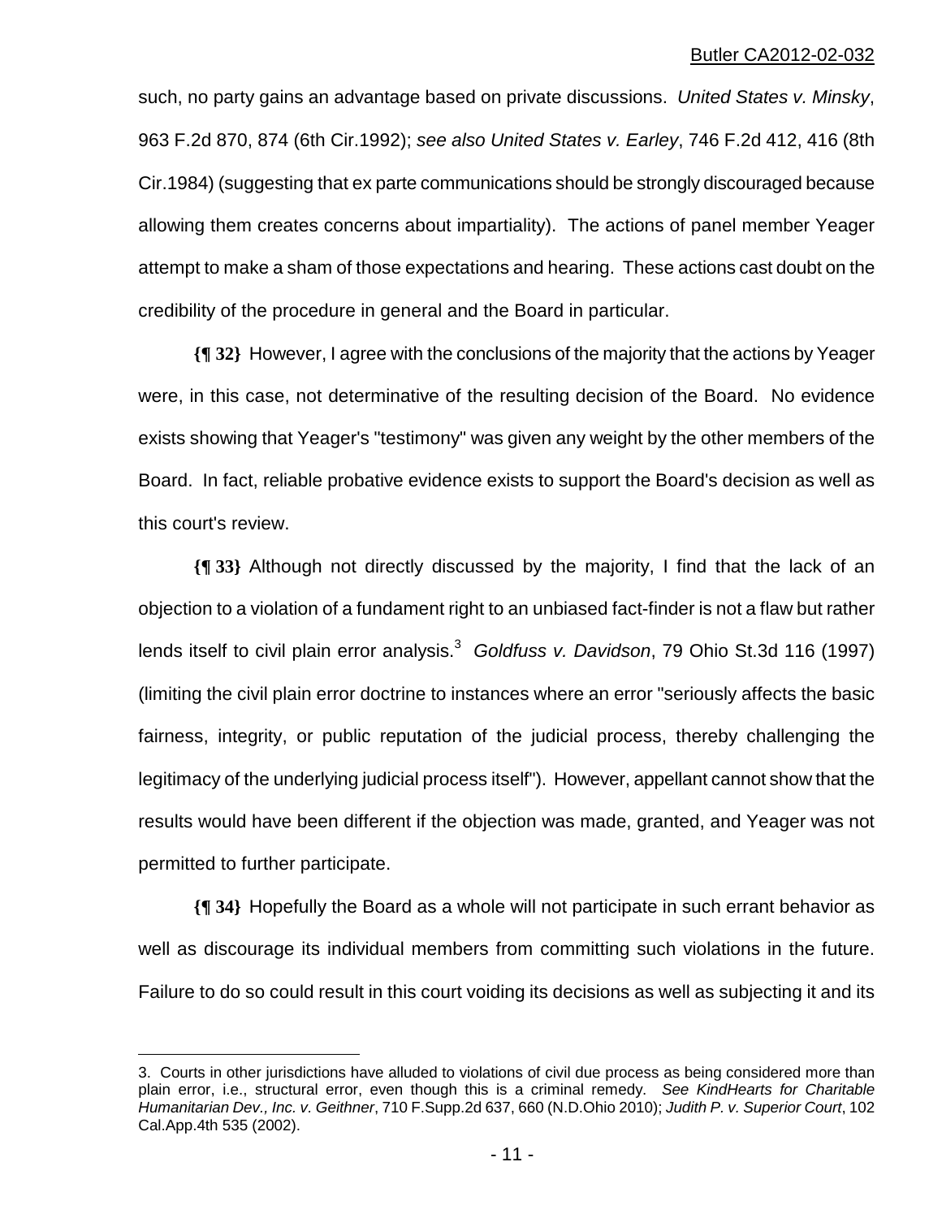such, no party gains an advantage based on private discussions. *United States v. Minsky*, 963 F.2d 870, 874 (6th Cir.1992); *see also United States v. Earley*, 746 F.2d 412, 416 (8th Cir.1984) (suggesting that ex parte communications should be strongly discouraged because allowing them creates concerns about impartiality). The actions of panel member Yeager attempt to make a sham of those expectations and hearing. These actions cast doubt on the credibility of the procedure in general and the Board in particular.

**{¶ 32}** However, I agree with the conclusions of the majority that the actions by Yeager were, in this case, not determinative of the resulting decision of the Board. No evidence exists showing that Yeager's "testimony" was given any weight by the other members of the Board. In fact, reliable probative evidence exists to support the Board's decision as well as this court's review.

**{¶ 33}** Although not directly discussed by the majority, I find that the lack of an objection to a violation of a fundament right to an unbiased fact-finder is not a flaw but rather lends itself to civil plain error analysis.[3] *Goldfuss v. Davidson*, 79 Ohio St.3d 116 (1997) (limiting the civil plain error doctrine to instances where an error "seriously affects the basic fairness, integrity, or public reputation of the judicial process, thereby challenging the legitimacy of the underlying judicial process itself"). However, appellant cannot show that the results would have been different if the objection was made, granted, and Yeager was not permitted to further participate.

**{¶ 34}** Hopefully the Board as a whole will not participate in such errant behavior as well as discourage its individual members from committing such violations in the future. Failure to do so could result in this court voiding its decisions as well as subjecting it and its

---

3. Courts in other jurisdictions have alluded to violations of civil due process as being considered more than plain error, i.e., structural error, even though this is a criminal remedy. *See KindHearts for Charitable Humanitarian Dev., Inc. v. Geithner*, 710 F.Supp.2d 637, 660 (N.D.Ohio 2010); *Judith P. v. Superior Court*, 102 Cal.App.4th 535 (2002).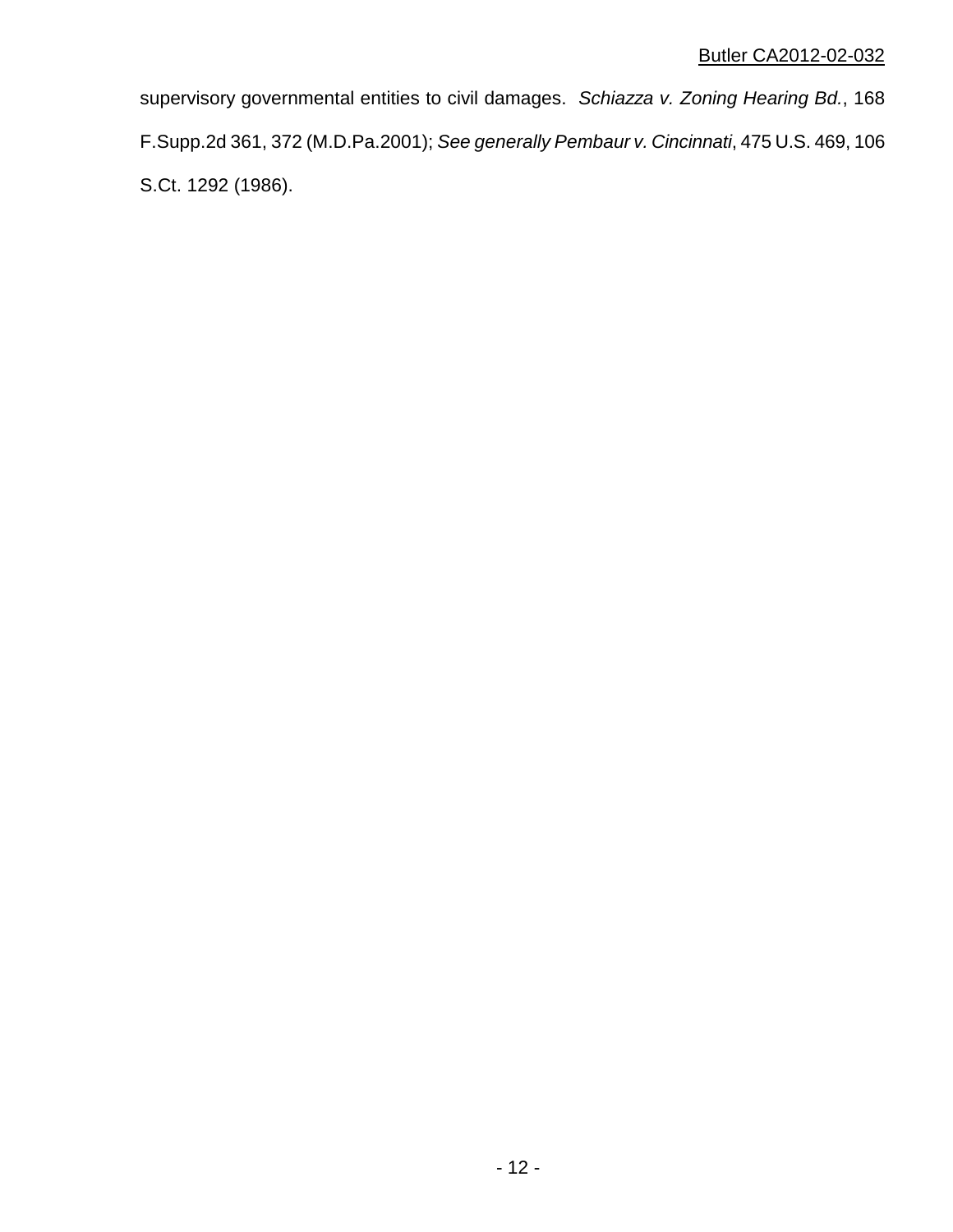supervisory governmental entities to civil damages. *Schiazza v. Zoning Hearing Bd.*, 168 F.Supp.2d 361, 372 (M.D.Pa.2001); *See generally Pembaur v. Cincinnati*, 475 U.S. 469, 106 S.Ct. 1292 (1986).